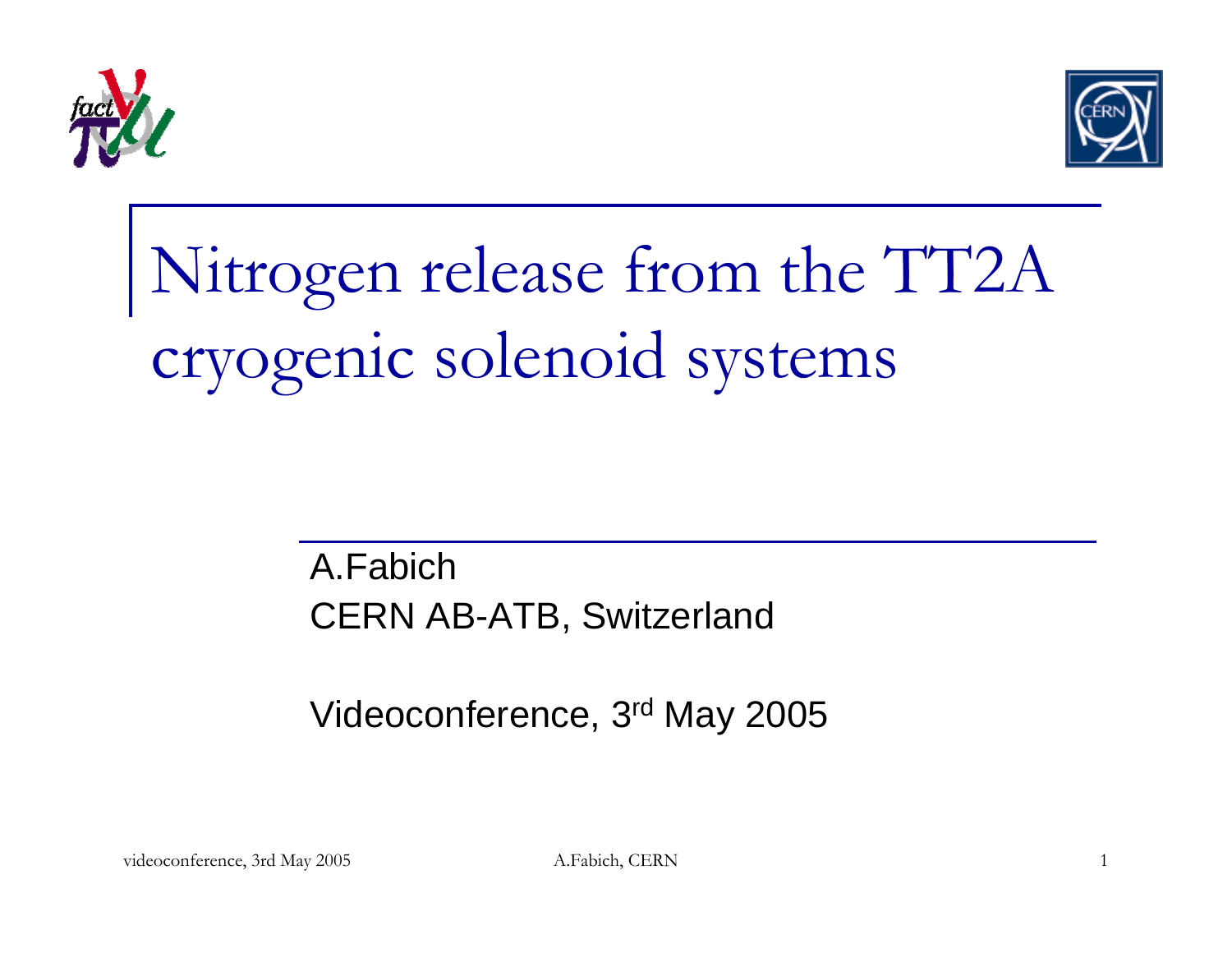# Nitrogen release from the TT2A cryogenic solenoid systems

A.Fabich
CERN AB-ATB, Switzerland

Videoconference, 3rd May 2005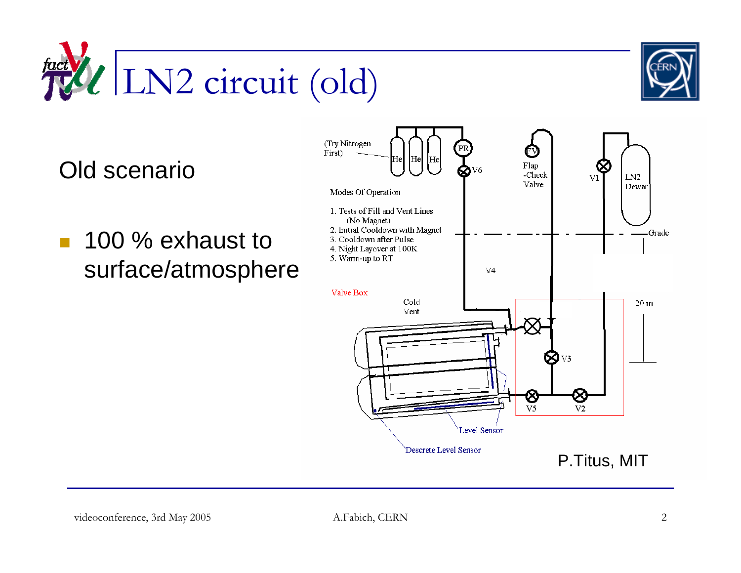# LN2 circuit (old)

Old scenario

- 100 % exhaust to surface/atmosphere

(Try Nitrogen First)

He He He

PR

V6

FV

Flap -Check Valve

V1

LN2 Dewar

Modes Of Operation

1. Tests of Fill and Vent Lines (No Magnet)
2. Initial Cooldown with Magnet
3. Cooldown after Pulse
4. Night Layover at 100K
5. Warm-up to RT

Grade

V4

Valve Box

Cold Vent

20 m

V3

V5

V2

Level Sensor

Descrete Level Sensor

P.Titus, MIT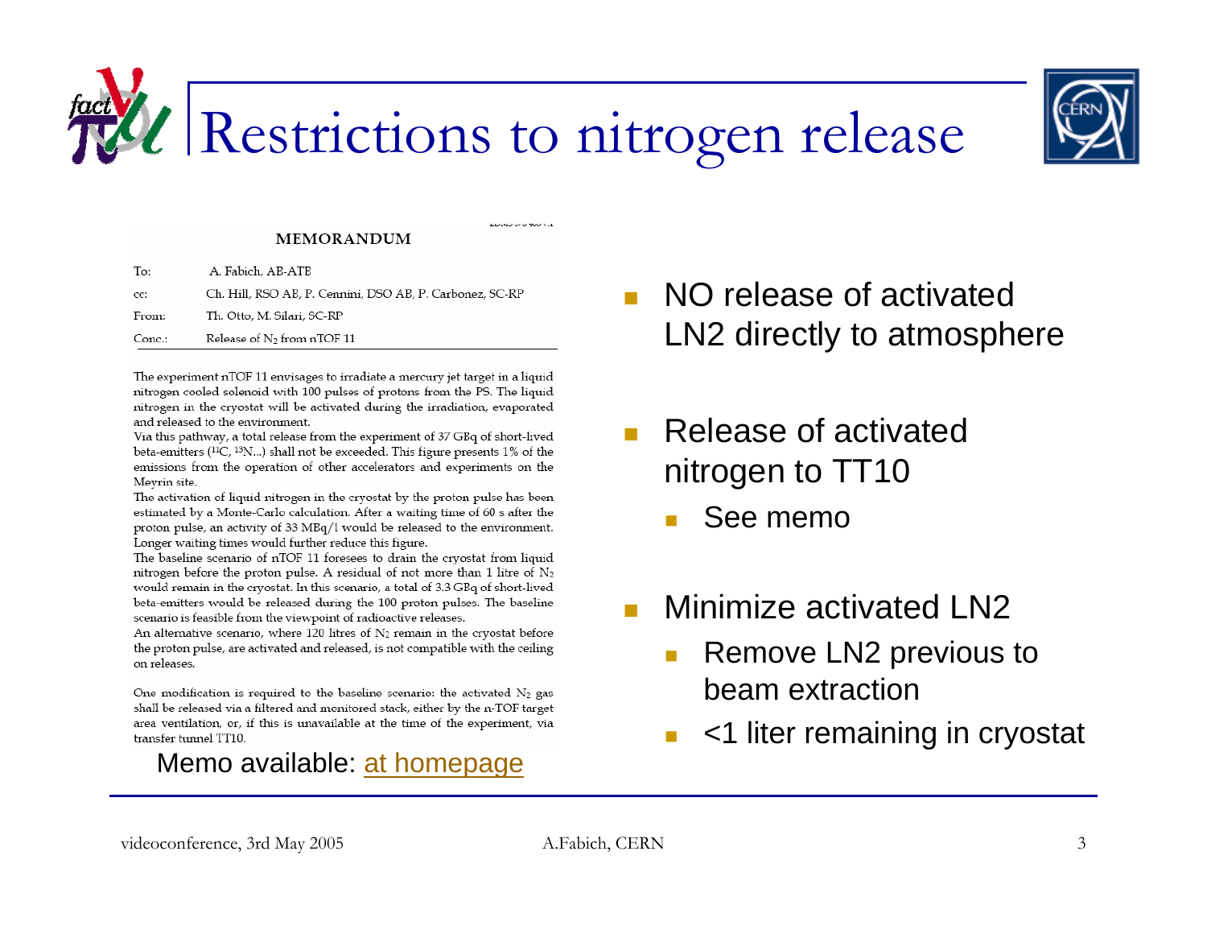# Restrictions to nitrogen release

**MEMORANDUM**

| | |
|---|---|
| To: | A. Fabich, AB-ATB |
| cc: | Ch. Hill, RSO AB, P. Cennini, DSO AB, P. Carbonez, SC-RP |
| From: | Th. Otto, M. Silari, SC-RP |
| Conc.: | Release of $N_2$ from nTOF 11 |

The experiment nTOF 11 envisages to irradiate a mercury jet target in a liquid nitrogen cooled solenoid with 100 pulses of protons from the PS. The liquid nitrogen in the cryostat will be activated during the irradiation, evaporated and released to the environment.

Via this pathway, a total release from the experiment of 37 GBq of short-lived beta-emitters ($^{11}C$, $^{13}N$...) shall not be exceeded. This figure presents 1% of the emissions from the operation of other accelerators and experiments on the Meyrin site.

The activation of liquid nitrogen in the cryostat by the proton pulse has been estimated by a Monte-Carlo calculation. After a waiting time of 60 s after the proton pulse, an activity of 33 MBq/l would be released to the environment. Longer waiting times would further reduce this figure.

The baseline scenario of nTOF 11 foresees to drain the cryostat from liquid nitrogen before the proton pulse. A residual of not more than 1 litre of $N_2$ would remain in the cryostat. In this scenario, a total of 3.3 GBq of short-lived beta-emitters would be released during the 100 proton pulses. The baseline scenario is feasible from the viewpoint of radioactive releases.

An alternative scenario, where 120 litres of $N_2$ remain in the cryostat before the proton pulse, are activated and released, is not compatible with the ceiling on releases.

One modification is required to the baseline scenario: the activated $N_2$ gas shall be released via a filtered and monitored stack, either by the n-TOF target area ventilation, or, if this is unavailable at the time of the experiment, via transfer tunnel TT10.

Memo available: at homepage

- NO release of activated LN2 directly to atmosphere
- Release of activated nitrogen to TT10
  - See memo
- Minimize activated LN2
  - Remove LN2 previous to beam extraction
  - <1 liter remaining in cryostat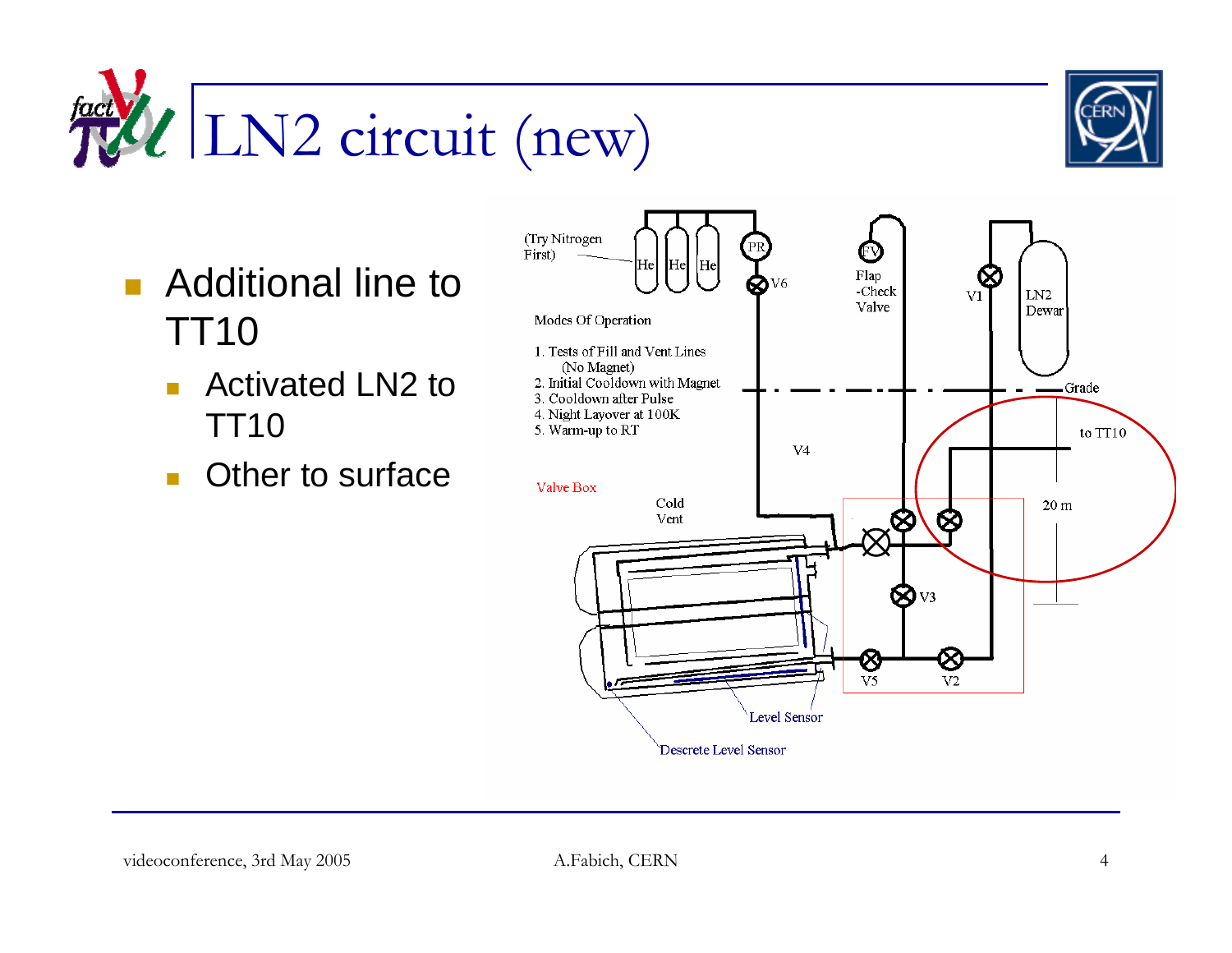# LN2 circuit (new)

- Additional line to TT10
  - Activated LN2 to TT10
  - Other to surface

(Try Nitrogen First)

He He He

PR

V6

FV

Flap -Check Valve

V1

LN2 Dewar

Modes Of Operation

1. Tests of Fill and Vent Lines (No Magnet)
2. Initial Cooldown with Magnet
3. Cooldown after Pulse
4. Night Layover at 100K
5. Warm-up to RT

Grade

to TT10

V4

Valve Box

Cold Vent

20 m

V3

V5

V2

Level Sensor

Descrete Level Sensor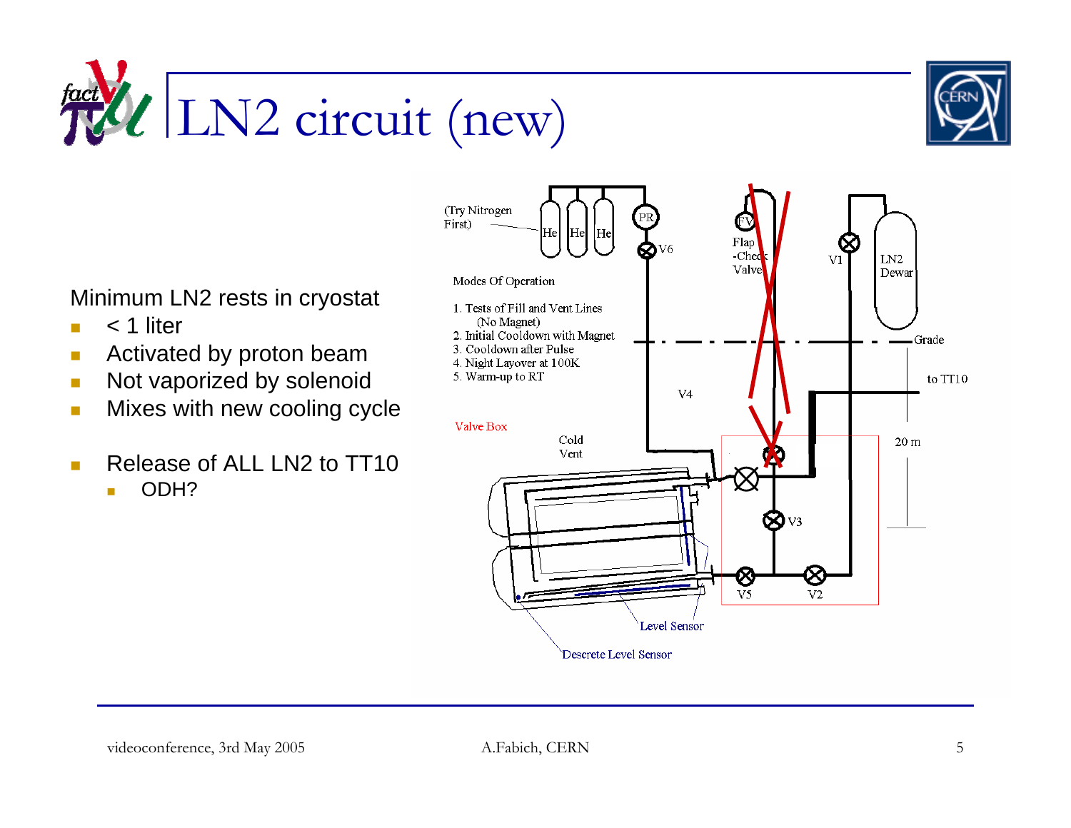# LN2 circuit (new)

Minimum LN2 rests in cryostat

- < 1 liter
- Activated by proton beam
- Not vaporized by solenoid
- Mixes with new cooling cycle

- Release of ALL LN2 to TT10
  - ODH?

(Try Nitrogen First)

He He He

PR

V6

Flap -Check Valve

V1

LN2 Dewar

Modes Of Operation

1. Tests of Fill and Vent Lines (No Magnet)
2. Initial Cooldown with Magnet
3. Cooldown after Pulse
4. Night Layover at 100K
5. Warm-up to RT

Grade

to TT10

V4

Valve Box

Cold Vent

20 m

V3

V5

V2

Level Sensor

Descrete Level Sensor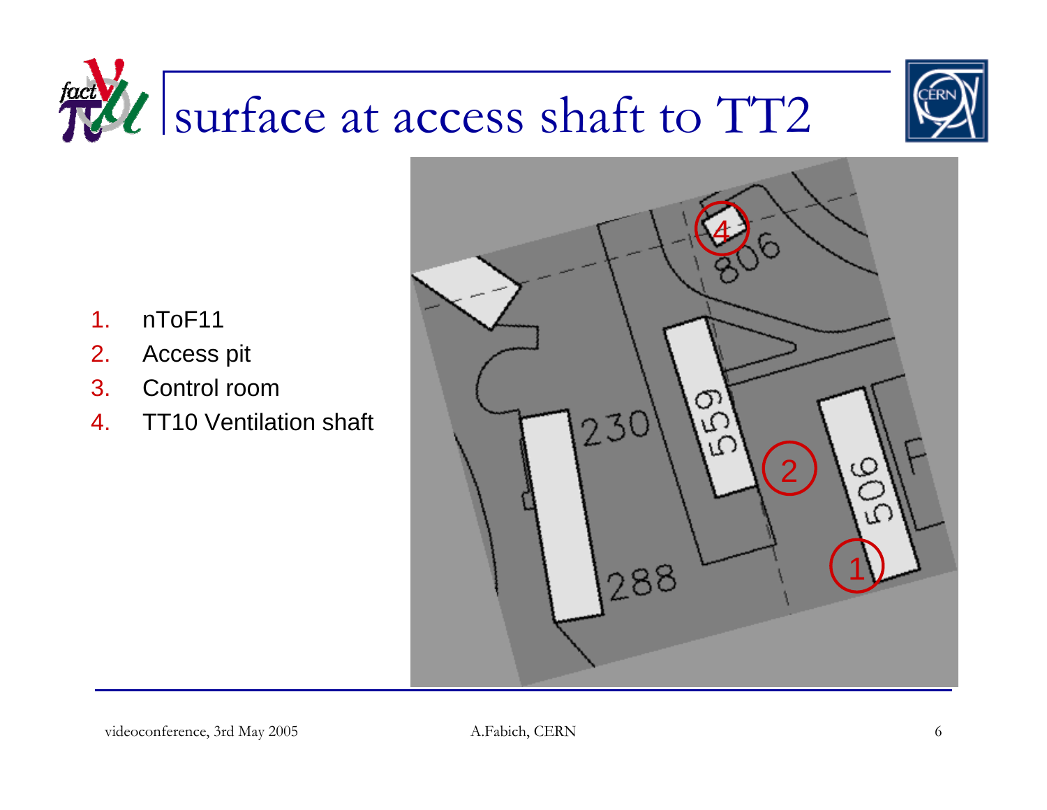# surface at access shaft to TT2

1. nToF11
2. Access pit
3. Control room
4. TT10 Ventilation shaft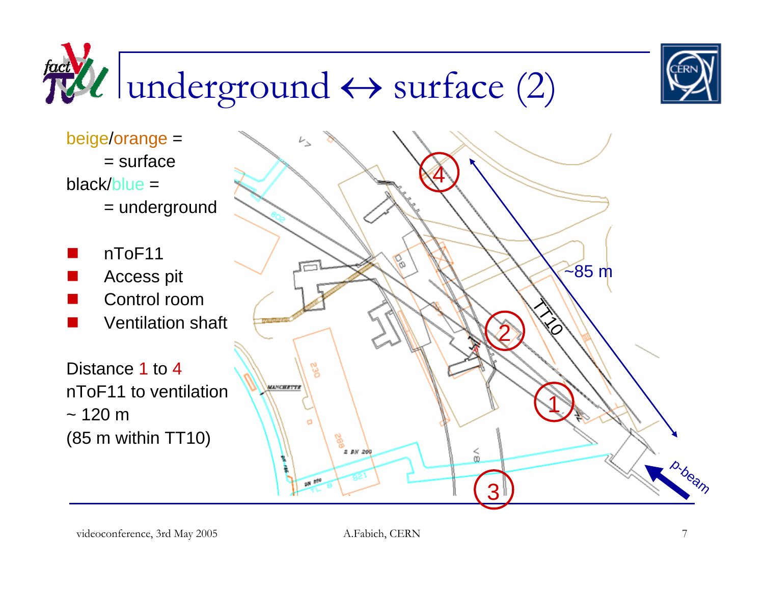# underground ↔ surface (2)

beige/orange =
 = surface
black/blue =
 = underground

- nToF11
- Access pit
- Control room
- Ventilation shaft

Distance 1 to 4
nToF11 to ventilation
~ 120 m
(85 m within TT10)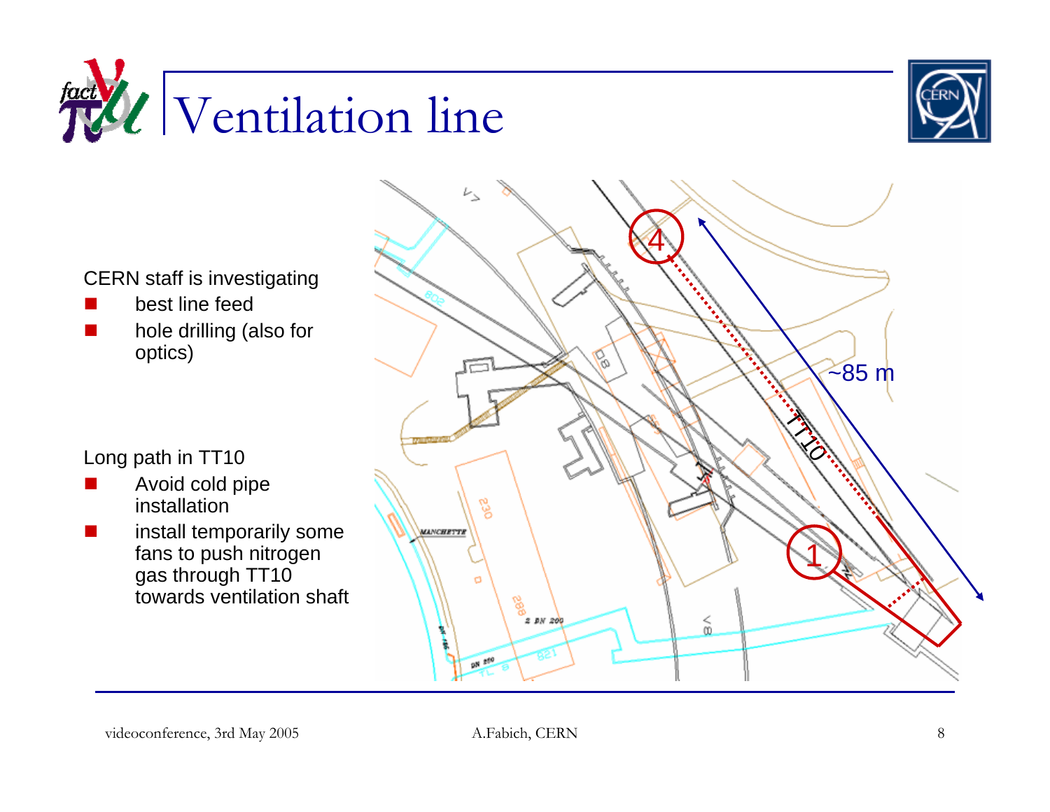# Ventilation line

CERN staff is investigating

- best line feed
- hole drilling (also for optics)

Long path in TT10

- Avoid cold pipe installation
- install temporarily some fans to push nitrogen gas through TT10 towards ventilation shaft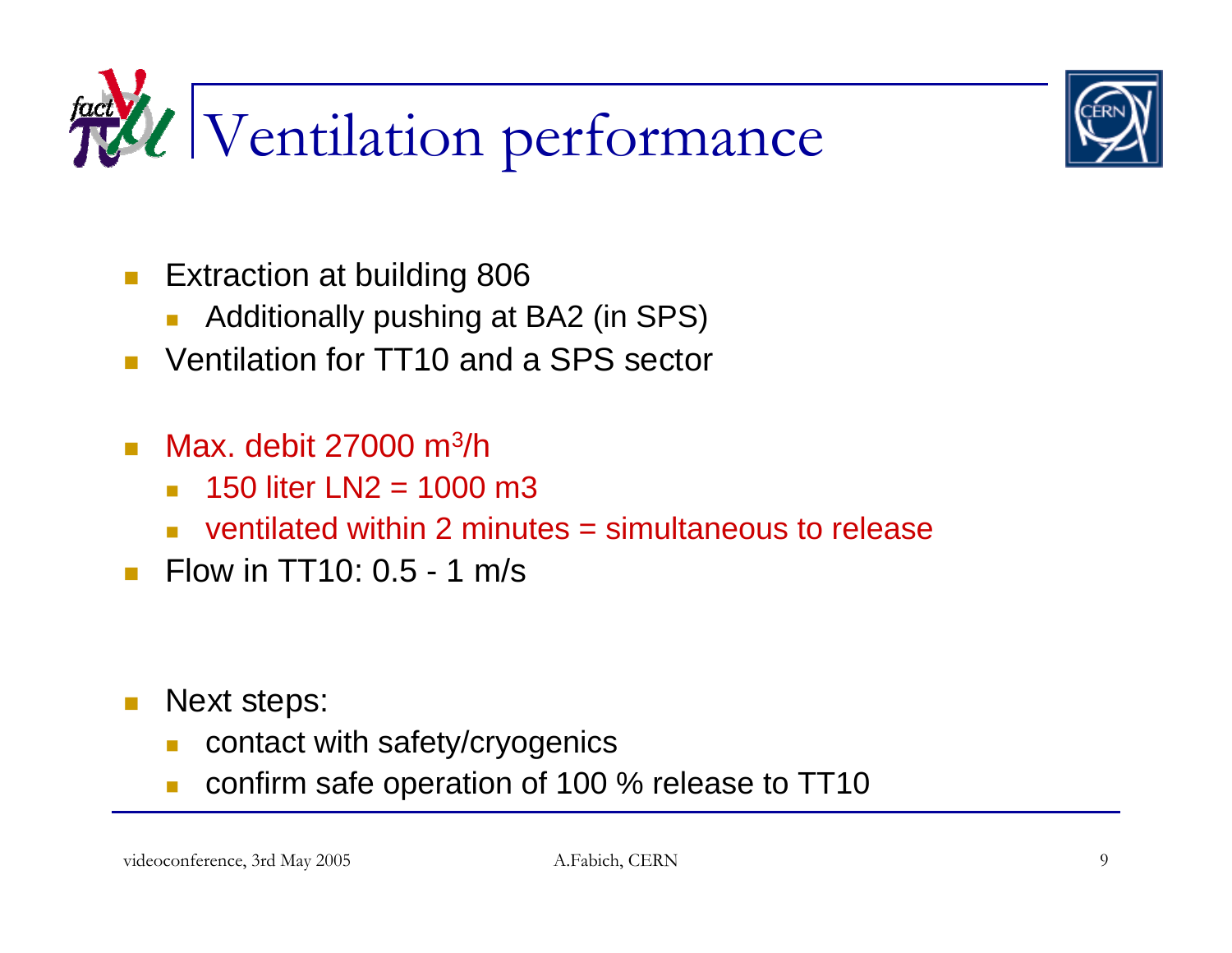# Ventilation performance

- Extraction at building 806
  - Additionally pushing at BA2 (in SPS)
- Ventilation for TT10 and a SPS sector

- Max. debit 27000 $m^3/h$
  - 150 liter LN2 = 1000 m3
  - ventilated within 2 minutes = simultaneous to release
- Flow in TT10: 0.5 - 1 m/s

- Next steps:
  - contact with safety/cryogenics
  - confirm safe operation of 100 % release to TT10